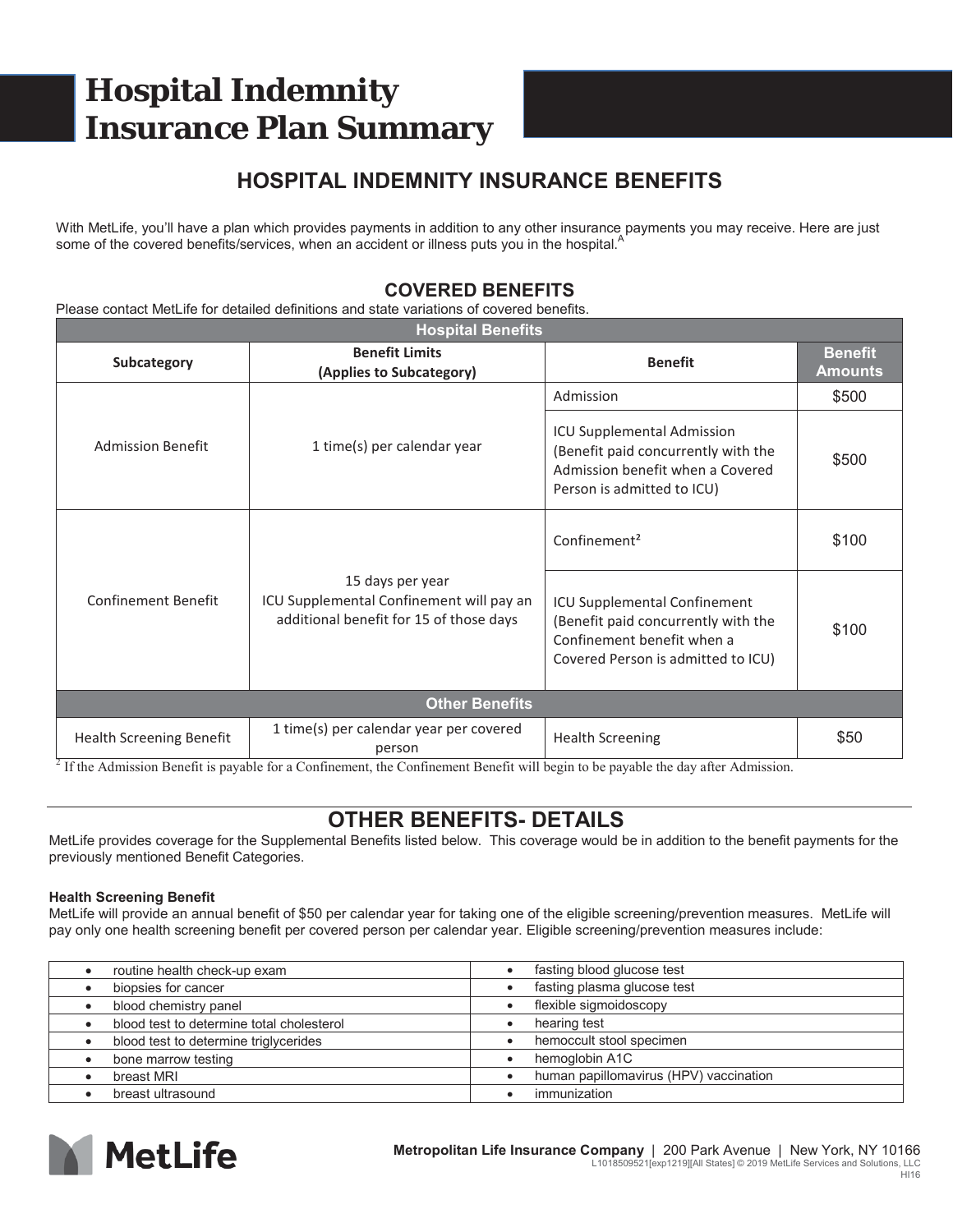# Hospital Indemnity Insurance Plan Summary

## HOSPITAL INDEMNITY INSURANCE BENEFITS

With MetLife, you'll have a plan which provides payments in addition to any other insurance payments you may receive. Here are just some of the covered benefits/services, when an accident or illness puts you in the hospital.[A]

### COVERED BENEFITS

Please contact MetLife for detailed definitions and state variations of covered benefits.

| Hospital Benefits | | | |
|---|---|---|---|
| **Subcategory** | **Benefit Limits (Applies to Subcategory)** | **Benefit** | **Benefit Amounts** |
| Admission Benefit | 1 time(s) per calendar year | Admission | $500 |
| | | ICU Supplemental Admission (Benefit paid concurrently with the Admission benefit when a Covered Person is admitted to ICU) | $500 |
| Confinement Benefit | 15 days per year<br>ICU Supplemental Confinement will pay an additional benefit for 15 of those days | Confinement[2] | $100 |
| | | ICU Supplemental Confinement (Benefit paid concurrently with the Confinement benefit when a Covered Person is admitted to ICU) | $100 |
| **Other Benefits** | | | |
| Health Screening Benefit | 1 time(s) per calendar year per covered person | Health Screening | $50 |

[2] If the Admission Benefit is payable for a Confinement, the Confinement Benefit will begin to be payable the day after Admission.

## OTHER BENEFITS- DETAILS

MetLife provides coverage for the Supplemental Benefits listed below. This coverage would be in addition to the benefit payments for the previously mentioned Benefit Categories.

**Health Screening Benefit**

MetLife will provide an annual benefit of $50 per calendar year for taking one of the eligible screening/prevention measures. MetLife will pay only one health screening benefit per covered person per calendar year. Eligible screening/prevention measures include:

| | |
|---|---|
| • routine health check-up exam | • fasting blood glucose test |
| • biopsies for cancer | • fasting plasma glucose test |
| • blood chemistry panel | • flexible sigmoidoscopy |
| • blood test to determine total cholesterol | • hearing test |
| • blood test to determine triglycerides | • hemoccult stool specimen |
| • bone marrow testing | • hemoglobin A1C |
| • breast MRI | • human papillomavirus (HPV) vaccination |
| • breast ultrasound | • immunization |

MetLife

**Metropolitan Life Insurance Company** | 200 Park Avenue | New York, NY 10166
L1018509521[exp1219][All States] © 2019 MetLife Services and Solutions, LLC
HI16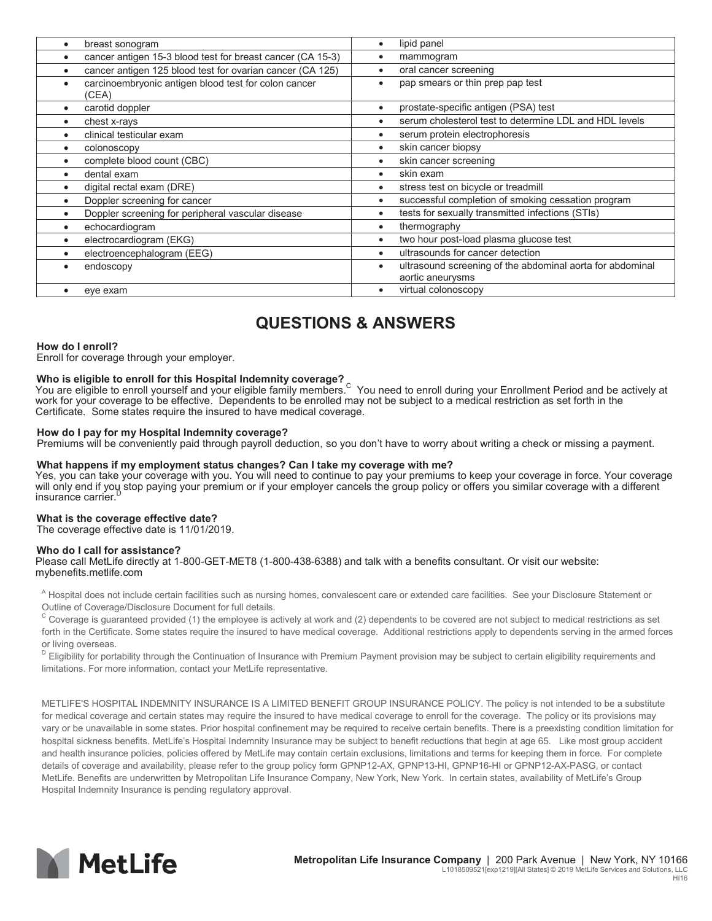| | |
|---|---|
| • breast sonogram | • lipid panel |
| • cancer antigen 15-3 blood test for breast cancer (CA 15-3) | • mammogram |
| • cancer antigen 125 blood test for ovarian cancer (CA 125) | • oral cancer screening |
| • carcinoembryonic antigen blood test for colon cancer (CEA) | • pap smears or thin prep pap test |
| • carotid doppler | • prostate-specific antigen (PSA) test |
| • chest x-rays | • serum cholesterol test to determine LDL and HDL levels |
| • clinical testicular exam | • serum protein electrophoresis |
| • colonoscopy | • skin cancer biopsy |
| • complete blood count (CBC) | • skin cancer screening |
| • dental exam | • skin exam |
| • digital rectal exam (DRE) | • stress test on bicycle or treadmill |
| • Doppler screening for cancer | • successful completion of smoking cessation program |
| • Doppler screening for peripheral vascular disease | • tests for sexually transmitted infections (STIs) |
| • echocardiogram | • thermography |
| • electrocardiogram (EKG) | • two hour post-load plasma glucose test |
| • electroencephalogram (EEG) | • ultrasounds for cancer detection |
| • endoscopy | • ultrasound screening of the abdominal aorta for abdominal aortic aneurysms |
| • eye exam | • virtual colonoscopy |

## QUESTIONS & ANSWERS

**How do I enroll?**
Enroll for coverage through your employer.

**Who is eligible to enroll for this Hospital Indemnity coverage?**
You are eligible to enroll yourself and your eligible family members.[C] You need to enroll during your Enrollment Period and be actively at work for your coverage to be effective. Dependents to be enrolled may not be subject to a medical restriction as set forth in the Certificate. Some states require the insured to have medical coverage.

**How do I pay for my Hospital Indemnity coverage?**
Premiums will be conveniently paid through payroll deduction, so you don't have to worry about writing a check or missing a payment.

**What happens if my employment status changes? Can I take my coverage with me?**
Yes, you can take your coverage with you. You will need to continue to pay your premiums to keep your coverage in force. Your coverage will only end if you stop paying your premium or if your employer cancels the group policy or offers you similar coverage with a different insurance carrier.[D]

**What is the coverage effective date?**
The coverage effective date is 11/01/2019.

**Who do I call for assistance?**
Please call MetLife directly at 1-800-GET-MET8 (1-800-438-6388) and talk with a benefits consultant. Or visit our website: mybenefits.metlife.com

[A] Hospital does not include certain facilities such as nursing homes, convalescent care or extended care facilities. See your Disclosure Statement or Outline of Coverage/Disclosure Document for full details.

[C] Coverage is guaranteed provided (1) the employee is actively at work and (2) dependents to be covered are not subject to medical restrictions as set forth in the Certificate. Some states require the insured to have medical coverage. Additional restrictions apply to dependents serving in the armed forces or living overseas.

[D] Eligibility for portability through the Continuation of Insurance with Premium Payment provision may be subject to certain eligibility requirements and limitations. For more information, contact your MetLife representative.

METLIFE'S HOSPITAL INDEMNITY INSURANCE IS A LIMITED BENEFIT GROUP INSURANCE POLICY. The policy is not intended to be a substitute for medical coverage and certain states may require the insured to have medical coverage to enroll for the coverage. The policy or its provisions may vary or be unavailable in some states. Prior hospital confinement may be required to receive certain benefits. There is a preexisting condition limitation for hospital sickness benefits. MetLife's Hospital Indemnity Insurance may be subject to benefit reductions that begin at age 65. Like most group accident and health insurance policies, policies offered by MetLife may contain certain exclusions, limitations and terms for keeping them in force. For complete details of coverage and availability, please refer to the group policy form GPNP12-AX, GPNP13-HI, GPNP16-HI or GPNP12-AX-PASG, or contact MetLife. Benefits are underwritten by Metropolitan Life Insurance Company, New York, New York. In certain states, availability of MetLife's Group Hospital Indemnity Insurance is pending regulatory approval.

MetLife

**Metropolitan Life Insurance Company** | 200 Park Avenue | New York, NY 10166
L1018509521[exp1219][All States] © 2019 MetLife Services and Solutions, LLC
HI16